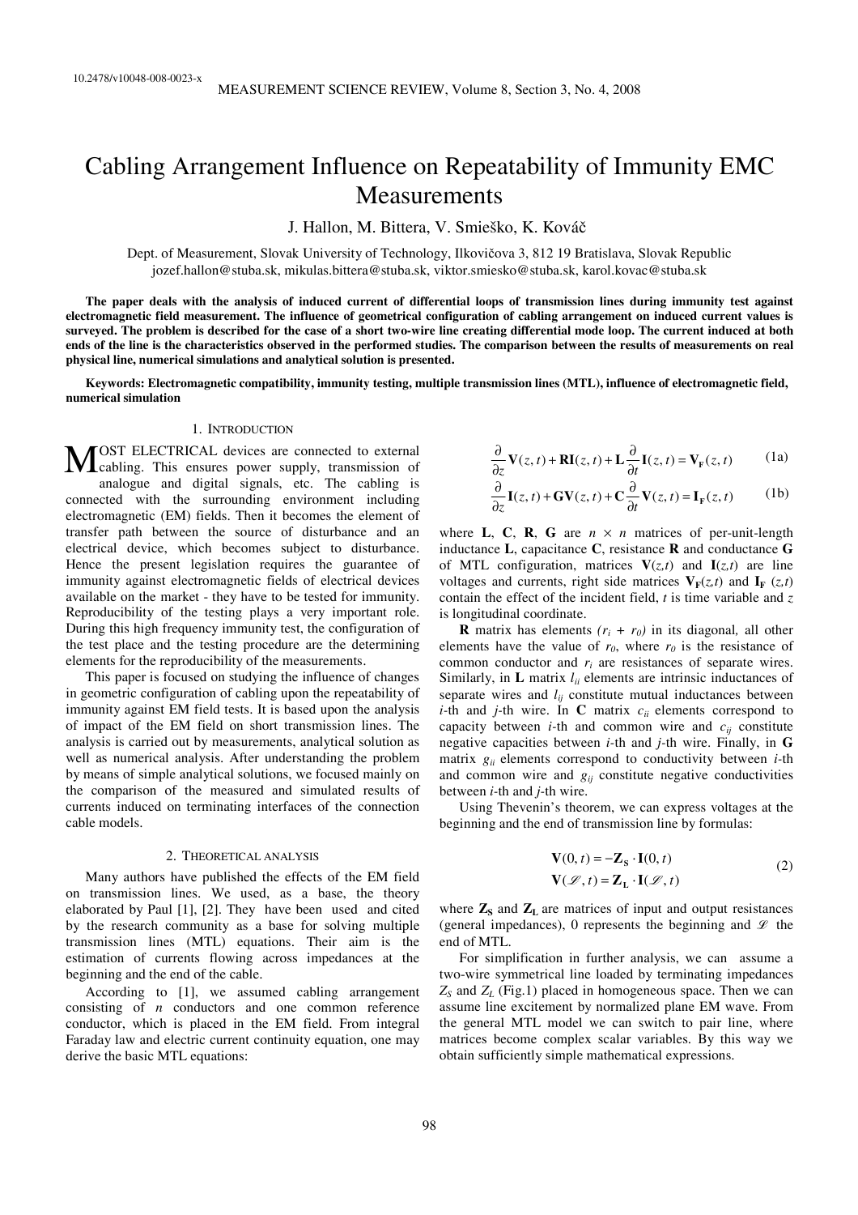# Cabling Arrangement Influence on Repeatability of Immunity EMC Measurements

J. Hallon, M. Bittera, V. Smieško, K. Kováč

Dept. of Measurement, Slovak University of Technology, Ilkovičova 3, 812 19 Bratislava, Slovak Republic
jozef.hallon@stuba.sk, mikulas.bittera@stuba.sk, viktor.smiesko@stuba.sk, karol.kovac@stuba.sk

**The paper deals with the analysis of induced current of differential loops of transmission lines during immunity test against electromagnetic field measurement. The influence of geometrical configuration of cabling arrangement on induced current values is surveyed. The problem is described for the case of a short two-wire line creating differential mode loop. The current induced at both ends of the line is the characteristics observed in the performed studies. The comparison between the results of measurements on real physical line, numerical simulations and analytical solution is presented.**

**Keywords: Electromagnetic compatibility, immunity testing, multiple transmission lines (MTL), influence of electromagnetic field, numerical simulation**

## 1. Introduction

MOST ELECTRICAL devices are connected to external cabling. This ensures power supply, transmission of analogue and digital signals, etc. The cabling is connected with the surrounding environment including electromagnetic (EM) fields. Then it becomes the element of transfer path between the source of disturbance and an electrical device, which becomes subject to disturbance. Hence the present legislation requires the guarantee of immunity against electromagnetic fields of electrical devices available on the market - they have to be tested for immunity. Reproducibility of the testing plays a very important role. During this high frequency immunity test, the configuration of the test place and the testing procedure are the determining elements for the reproducibility of the measurements.

This paper is focused on studying the influence of changes in geometric configuration of cabling upon the repeatability of immunity against EM field tests. It is based upon the analysis of impact of the EM field on short transmission lines. The analysis is carried out by measurements, analytical solution as well as numerical analysis. After understanding the problem by means of simple analytical solutions, we focused mainly on the comparison of the measured and simulated results of currents induced on terminating interfaces of the connection cable models.

## 2. Theoretical analysis

Many authors have published the effects of the EM field on transmission lines. We used, as a base, the theory elaborated by Paul [1], [2]. They have been used and cited by the research community as a base for solving multiple transmission lines (MTL) equations. Their aim is the estimation of currents flowing across impedances at the beginning and the end of the cable.

According to [1], we assumed cabling arrangement consisting of $n$ conductors and one common reference conductor, which is placed in the EM field. From integral Faraday law and electric current continuity equation, one may derive the basic MTL equations:

$$\frac{\partial}{\partial z}\mathbf{V}(z,t) + \mathbf{R}\mathbf{I}(z,t) + \mathbf{L}\frac{\partial}{\partial t}\mathbf{I}(z,t) = \mathbf{V_F}(z,t) \qquad (1a)$$

$$\frac{\partial}{\partial z}\mathbf{I}(z,t) + \mathbf{G}\mathbf{V}(z,t) + \mathbf{C}\frac{\partial}{\partial t}\mathbf{V}(z,t) = \mathbf{I_F}(z,t) \qquad (1b)$$

where **L**, **C**, **R**, **G** are $n \times n$ matrices of per-unit-length inductance **L**, capacitance **C**, resistance **R** and conductance **G** of MTL configuration, matrices $\mathbf{V}(z,t)$ and $\mathbf{I}(z,t)$ are line voltages and currents, right side matrices $\mathbf{V_F}(z,t)$ and $\mathbf{I_F}(z,t)$ contain the effect of the incident field, $t$ is time variable and $z$ is longitudinal coordinate.

**R** matrix has elements $(r_i + r_0)$ in its diagonal, all other elements have the value of $r_0$, where $r_0$ is the resistance of common conductor and $r_i$ are resistances of separate wires. Similarly, in **L** matrix $l_{ii}$ elements are intrinsic inductances of separate wires and $l_{ij}$ constitute mutual inductances between $i$-th and $j$-th wire. In **C** matrix $c_{ii}$ elements correspond to capacity between $i$-th and common wire and $c_{ij}$ constitute negative capacities between $i$-th and $j$-th wire. Finally, in **G** matrix $g_{ii}$ elements correspond to conductivity between $i$-th and common wire and $g_{ij}$ constitute negative conductivities between $i$-th and $j$-th wire.

Using Thevenin's theorem, we can express voltages at the beginning and the end of transmission line by formulas:

$$\mathbf{V}(0,t) = -\mathbf{Z_S}\cdot\mathbf{I}(0,t)$$
$$\mathbf{V}(\mathscr{L},t) = \mathbf{Z_L}\cdot\mathbf{I}(\mathscr{L},t) \qquad (2)$$

where $\mathbf{Z_S}$ and $\mathbf{Z_L}$ are matrices of input and output resistances (general impedances), 0 represents the beginning and $\mathscr{L}$ the end of MTL.

For simplification in further analysis, we can assume a two-wire symmetrical line loaded by terminating impedances $Z_S$ and $Z_L$ (Fig.1) placed in homogeneous space. Then we can assume line excitement by normalized plane EM wave. From the general MTL model we can switch to pair line, where matrices become complex scalar variables. By this way we obtain sufficiently simple mathematical expressions.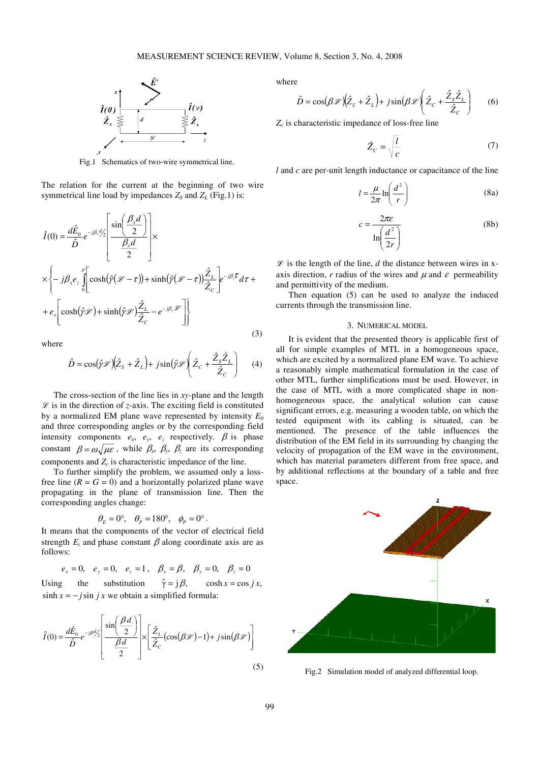Fig.1 Schematics of two-wire symmetrical line.

The relation for the current at the beginning of two wire symmetrical line load by impedances $Z_S$ and $Z_L$ (Fig.1) is:

$$\hat{I}(0) = \frac{d\hat{E}_0}{\hat{D}} e^{-j\beta_x d/2} \left[ \frac{\sin\left(\frac{\beta_x d}{2}\right)}{\frac{\beta_x d}{2}} \right] \times$$

$$\times \left\{ -j\beta_z e_z \int_0^{\mathscr{L}} \left[ \cosh(\hat{\gamma}(\mathscr{L}-\tau)) + \sinh(\hat{\gamma}(\mathscr{L}-\tau)) \frac{\hat{Z}_L}{\hat{Z}_C} \right] e^{-j\beta_z \tau} d\tau + \right.$$

$$\left. + e_x \left[ \cosh(\hat{\gamma}\mathscr{L}) + \sinh(\hat{\gamma}\mathscr{L}) \frac{\hat{Z}_L}{\hat{Z}_C} - e^{-j\beta_z \mathscr{L}} \right] \right\} \tag{3}$$

where

$$\hat{D} = \cos(\hat{\gamma}\mathscr{L})(\hat{Z}_S + \hat{Z}_L) + j\sin(\hat{\gamma}\mathscr{L}) \left( \hat{Z}_C + \frac{\hat{Z}_S \hat{Z}_L}{\hat{Z}_C} \right) \tag{4}$$

The cross-section of the line lies in $xy$-plane and the length $\mathscr{L}$ is in the direction of $z$-axis. The exciting field is constituted by a normalized EM plane wave represented by intensity $E_0$ and three corresponding angles or by the corresponding field intensity components $e_x$, $e_y$, $e_z$ respectively. $\beta$ is phase constant $\beta = \omega\sqrt{\mu\varepsilon}$ , while $\beta_x$, $\beta_y$, $\beta_z$ are its corresponding components and $Z_c$ is characteristic impedance of the line.

To further simplify the problem, we assumed only a loss-free line ($R = G = 0$) and a horizontally polarized plane wave propagating in the plane of transmission line. Then the corresponding angles change:

$$\theta_E = 0°, \quad \theta_P = 180°, \quad \phi_P = 0° .$$

It means that the components of the vector of electrical field strength $E_i$ and phase constant $\beta$ along coordinate axis are as follows:

$$e_x = 0, \quad e_y = 0, \quad e_z = 1, \quad \beta_x = \beta, \quad \beta_y = 0, \quad \beta_z = 0$$

Using the substitution $\hat{\gamma} = j\beta$, $\cosh x = \cos jx$, $\sinh x = -j\sin jx$ we obtain a simplified formula:

$$\hat{I}(0) = \frac{d\hat{E}_0}{\hat{D}} e^{-j\beta d/2} \left[ \frac{\sin\left(\frac{\beta d}{2}\right)}{\frac{\beta d}{2}} \right] \times \left[ \frac{\hat{Z}_L}{\hat{Z}_C} (\cos(\beta\mathscr{L}) - 1) + j\sin(\beta\mathscr{L}) \right] \tag{5}$$

where

$$\hat{D} = \cos(\beta\mathscr{L})(\hat{Z}_S + \hat{Z}_L) + j\sin(\beta\mathscr{L}) \left( \hat{Z}_C + \frac{\hat{Z}_S \hat{Z}_L}{\hat{Z}_C} \right) \tag{6}$$

$Z_c$ is characteristic impedance of loss-free line

$$\hat{Z}_C = \sqrt{\frac{l}{c}} \tag{7}$$

$l$ and $c$ are per-unit length inductance or capacitance of the line

$$l = \frac{\mu}{2\pi} \ln\left(\frac{d^2}{r}\right) \tag{8a}$$

$$c = \frac{2\pi\varepsilon}{\ln\left(\frac{d^2}{2r}\right)} \tag{8b}$$

$\mathscr{L}$ is the length of the line, $d$ the distance between wires in x-axis direction, $r$ radius of the wires and $\mu$ and $\varepsilon$ permeability and permittivity of the medium.

Then equation (5) can be used to analyze the induced currents through the transmission line.

## 3. NUMERICAL MODEL

It is evident that the presented theory is applicable first of all for simple examples of MTL in a homogeneous space, which are excited by a normalized plane EM wave. To achieve a reasonably simple mathematical formulation in the case of other MTL, further simplifications must be used. However, in the case of MTL with a more complicated shape in non-homogeneous space, the analytical solution can cause significant errors, e.g. measuring a wooden table, on which the tested equipment with its cabling is situated, can be mentioned. The presence of the table influences the distribution of the EM field in its surrounding by changing the velocity of propagation of the EM wave in the environment, which has material parameters different from free space, and by additional reflections at the boundary of a table and free space.

Fig.2 Simulation model of analyzed differential loop.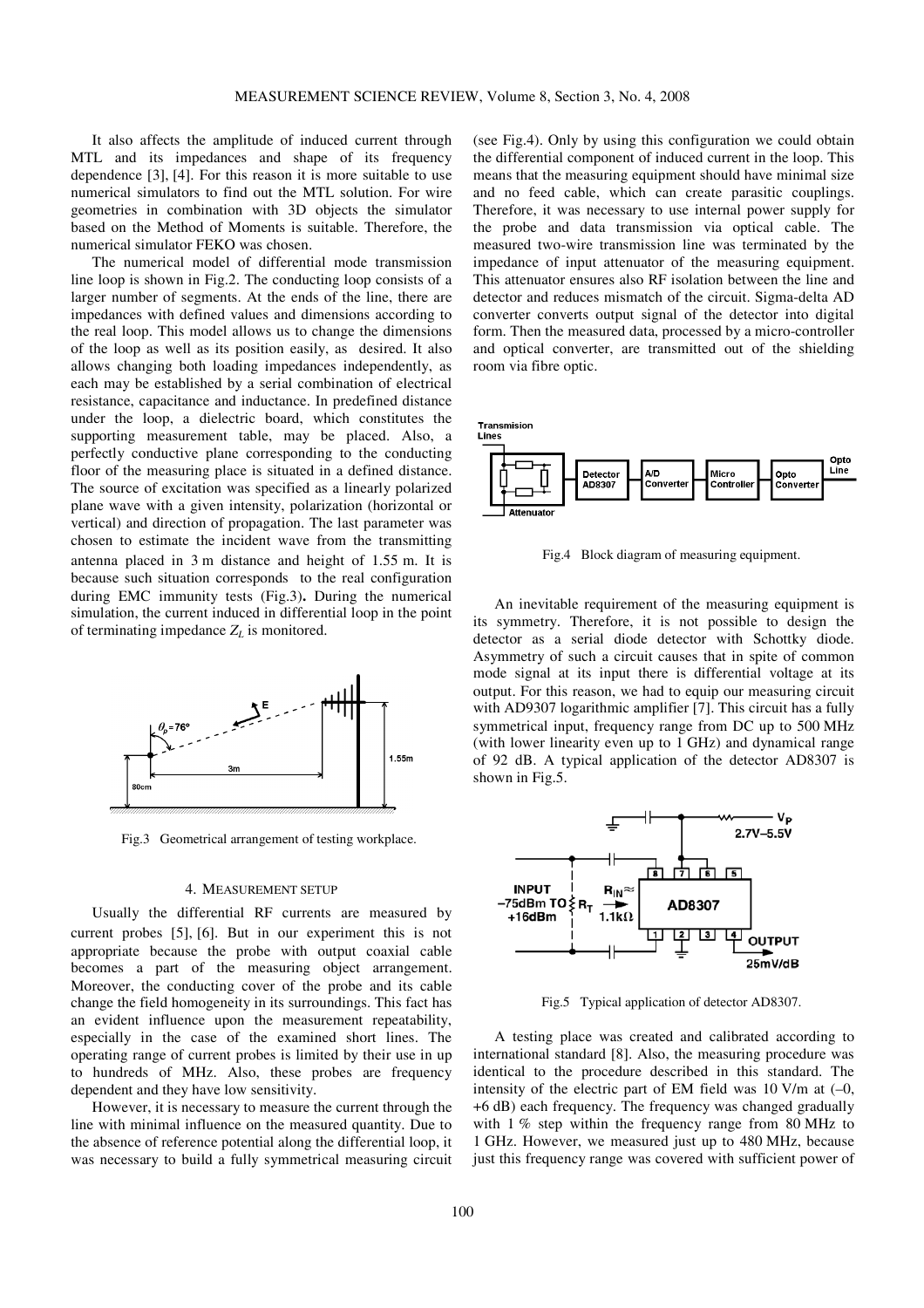It also affects the amplitude of induced current through MTL and its impedances and shape of its frequency dependence [3], [4]. For this reason it is more suitable to use numerical simulators to find out the MTL solution. For wire geometries in combination with 3D objects the simulator based on the Method of Moments is suitable. Therefore, the numerical simulator FEKO was chosen.

The numerical model of differential mode transmission line loop is shown in Fig.2. The conducting loop consists of a larger number of segments. At the ends of the line, there are impedances with defined values and dimensions according to the real loop. This model allows us to change the dimensions of the loop as well as its position easily, as desired. It also allows changing both loading impedances independently, as each may be established by a serial combination of electrical resistance, capacitance and inductance. In predefined distance under the loop, a dielectric board, which constitutes the supporting measurement table, may be placed. Also, a perfectly conductive plane corresponding to the conducting floor of the measuring place is situated in a defined distance. The source of excitation was specified as a linearly polarized plane wave with a given intensity, polarization (horizontal or vertical) and direction of propagation. The last parameter was chosen to estimate the incident wave from the transmitting antenna placed in 3 m distance and height of 1.55 m. It is because such situation corresponds to the real configuration during EMC immunity tests (Fig.3). During the numerical simulation, the current induced in differential loop in the point of terminating impedance $Z_L$ is monitored.

E

$\theta_p = 76°$

80cm

3m

1.55m

Fig.3 Geometrical arrangement of testing workplace.

## 4. Measurement setup

Usually the differential RF currents are measured by current probes [5], [6]. But in our experiment this is not appropriate because the probe with output coaxial cable becomes a part of the measuring object arrangement. Moreover, the conducting cover of the probe and its cable change the field homogeneity in its surroundings. This fact has an evident influence upon the measurement repeatability, especially in the case of the examined short lines. The operating range of current probes is limited by their use in up to hundreds of MHz. Also, these probes are frequency dependent and they have low sensitivity.

However, it is necessary to measure the current through the line with minimal influence on the measured quantity. Due to the absence of reference potential along the differential loop, it was necessary to build a fully symmetrical measuring circuit (see Fig.4). Only by using this configuration we could obtain the differential component of induced current in the loop. This means that the measuring equipment should have minimal size and no feed cable, which can create parasitic couplings. Therefore, it was necessary to use internal power supply for the probe and data transmission via optical cable. The measured two-wire transmission line was terminated by the impedance of input attenuator of the measuring equipment. This attenuator ensures also RF isolation between the line and detector and reduces mismatch of the circuit. Sigma-delta AD converter converts output signal of the detector into digital form. Then the measured data, processed by a micro-controller and optical converter, are transmitted out of the shielding room via fibre optic.

Transmision Lines

Attenuator

Detector AD8307

A/D Converter

Micro Controller

Opto Converter

Opto Line

Fig.4 Block diagram of measuring equipment.

An inevitable requirement of the measuring equipment is its symmetry. Therefore, it is not possible to design the detector as a serial diode detector with Schottky diode. Asymmetry of such a circuit causes that in spite of common mode signal at its input there is differential voltage at its output. For this reason, we had to equip our measuring circuit with AD9307 logarithmic amplifier [7]. This circuit has a fully symmetrical input, frequency range from DC up to 500 MHz (with lower linearity even up to 1 GHz) and dynamical range of 92 dB. A typical application of the detector AD8307 is shown in Fig.5.

$V_P$

2.7V–5.5V

INPUT
–75dBm TO
+16dBm

$R_T$

$R_{IN} \approx$
1.1kΩ

AD8307

8 7 6 5

1 2 3 4

OUTPUT
25mV/dB

Fig.5 Typical application of detector AD8307.

A testing place was created and calibrated according to international standard [8]. Also, the measuring procedure was identical to the procedure described in this standard. The intensity of the electric part of EM field was 10 V/m at (–0, +6 dB) each frequency. The frequency was changed gradually with 1 % step within the frequency range from 80 MHz to 1 GHz. However, we measured just up to 480 MHz, because just this frequency range was covered with sufficient power of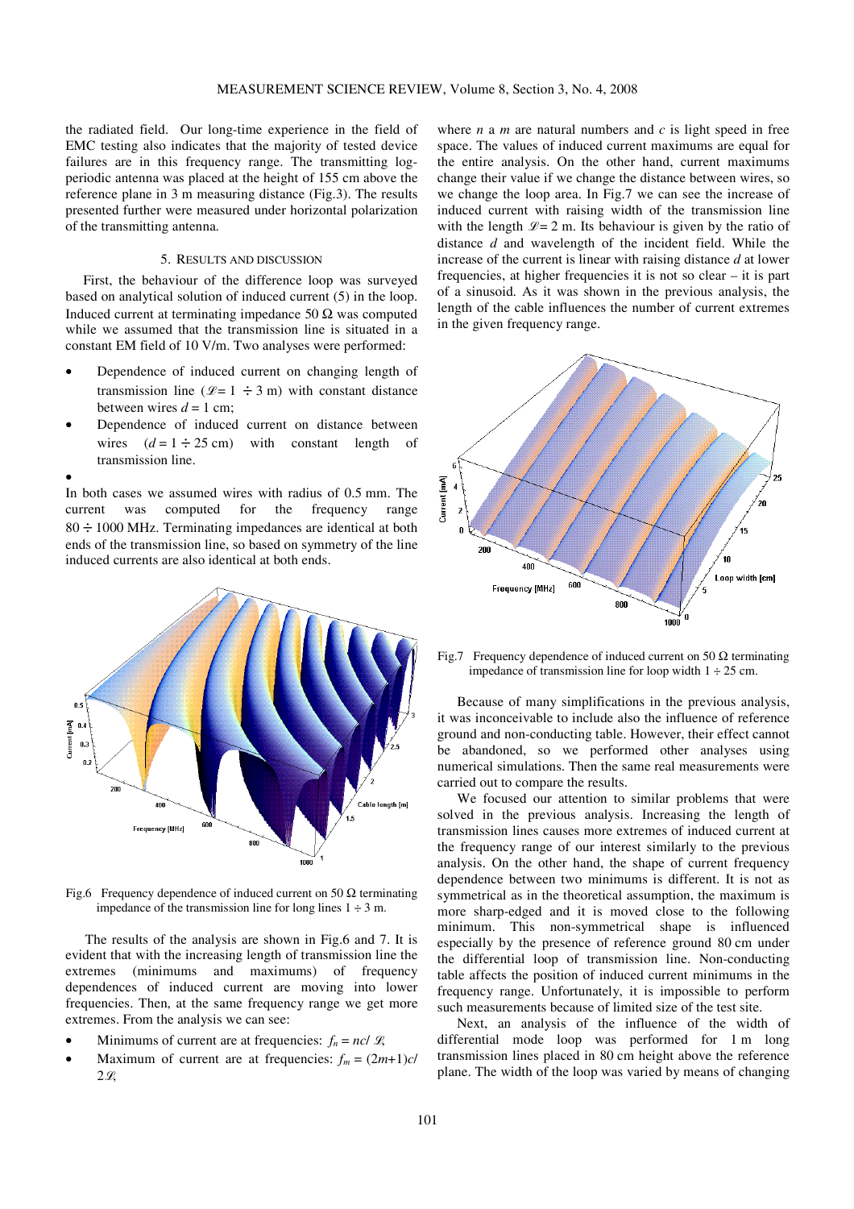the radiated field. Our long-time experience in the field of EMC testing also indicates that the majority of tested device failures are in this frequency range. The transmitting log-periodic antenna was placed at the height of 155 cm above the reference plane in 3 m measuring distance (Fig.3). The results presented further were measured under horizontal polarization of the transmitting antenna.

## 5. RESULTS AND DISCUSSION

First, the behaviour of the difference loop was surveyed based on analytical solution of induced current (5) in the loop. Induced current at terminating impedance 50 Ω was computed while we assumed that the transmission line is situated in a constant EM field of 10 V/m. Two analyses were performed:

- Dependence of induced current on changing length of transmission line ($\mathscr{L}$ = 1 ÷ 3 m) with constant distance between wires $d$ = 1 cm;
- Dependence of induced current on distance between wires ($d$ = 1 ÷ 25 cm) with constant length of transmission line.

In both cases we assumed wires with radius of 0.5 mm. The current was computed for the frequency range 80 ÷ 1000 MHz. Terminating impedances are identical at both ends of the transmission line, so based on symmetry of the line induced currents are also identical at both ends.

Fig.6 Frequency dependence of induced current on 50 Ω terminating impedance of the transmission line for long lines 1 ÷ 3 m.

The results of the analysis are shown in Fig.6 and 7. It is evident that with the increasing length of transmission line the extremes (minimums and maximums) of frequency dependences of induced current are moving into lower frequencies. Then, at the same frequency range we get more extremes. From the analysis we can see:

- Minimums of current are at frequencies: $f_n = nc/\mathscr{L}$,
- Maximum of current are at frequencies: $f_m = (2m+1)c/2\mathscr{L}$,

where $n$ a $m$ are natural numbers and $c$ is light speed in free space. The values of induced current maximums are equal for the entire analysis. On the other hand, current maximums change their value if we change the distance between wires, so we change the loop area. In Fig.7 we can see the increase of induced current with raising width of the transmission line with the length $\mathscr{L}$ = 2 m. Its behaviour is given by the ratio of distance $d$ and wavelength of the incident field. While the increase of the current is linear with raising distance $d$ at lower frequencies, at higher frequencies it is not so clear – it is part of a sinusoid. As it was shown in the previous analysis, the length of the cable influences the number of current extremes in the given frequency range.

Fig.7 Frequency dependence of induced current on 50 Ω terminating impedance of transmission line for loop width 1 ÷ 25 cm.

Because of many simplifications in the previous analysis, it was inconceivable to include also the influence of reference ground and non-conducting table. However, their effect cannot be abandoned, so we performed other analyses using numerical simulations. Then the same real measurements were carried out to compare the results.

We focused our attention to similar problems that were solved in the previous analysis. Increasing the length of transmission lines causes more extremes of induced current at the frequency range of our interest similarly to the previous analysis. On the other hand, the shape of current frequency dependence between two minimums is different. It is not as symmetrical as in the theoretical assumption, the maximum is more sharp-edged and it is moved close to the following minimum. This non-symmetrical shape is influenced especially by the presence of reference ground 80 cm under the differential loop of transmission line. Non-conducting table affects the position of induced current minimums in the frequency range. Unfortunately, it is impossible to perform such measurements because of limited size of the test site.

Next, an analysis of the influence of the width of differential mode loop was performed for 1 m long transmission lines placed in 80 cm height above the reference plane. The width of the loop was varied by means of changing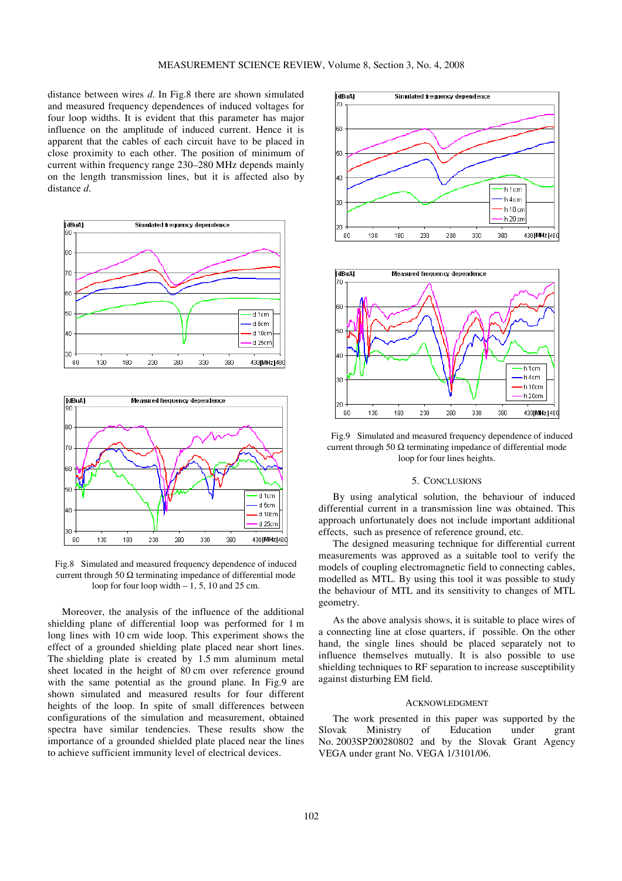distance between wires *d*. In Fig.8 there are shown simulated and measured frequency dependences of induced voltages for four loop widths. It is evident that this parameter has major influence on the amplitude of induced current. Hence it is apparent that the cables of each circuit have to be placed in close proximity to each other. The position of minimum of current within frequency range 230–280 MHz depends mainly on the length transmission lines, but it is affected also by distance *d*.

Fig.8 Simulated and measured frequency dependence of induced current through 50 Ω terminating impedance of differential mode loop for four loop width – 1, 5, 10 and 25 cm.

Moreover, the analysis of the influence of the additional shielding plane of differential loop was performed for 1 m long lines with 10 cm wide loop. This experiment shows the effect of a grounded shielding plate placed near short lines. The shielding plate is created by 1.5 mm aluminum metal sheet located in the height of 80 cm over reference ground with the same potential as the ground plane. In Fig.9 are shown simulated and measured results for four different heights of the loop. In spite of small differences between configurations of the simulation and measurement, obtained spectra have similar tendencies. These results show the importance of a grounded shielded plate placed near the lines to achieve sufficient immunity level of electrical devices.

Fig.9 Simulated and measured frequency dependence of induced current through 50 Ω terminating impedance of differential mode loop for four lines heights.

## 5. CONCLUSIONS

By using analytical solution, the behaviour of induced differential current in a transmission line was obtained. This approach unfortunately does not include important additional effects, such as presence of reference ground, etc.

The designed measuring technique for differential current measurements was approved as a suitable tool to verify the models of coupling electromagnetic field to connecting cables, modelled as MTL. By using this tool it was possible to study the behaviour of MTL and its sensitivity to changes of MTL geometry.

As the above analysis shows, it is suitable to place wires of a connecting line at close quarters, if possible. On the other hand, the single lines should be placed separately not to influence themselves mutually. It is also possible to use shielding techniques to RF separation to increase susceptibility against disturbing EM field.

## ACKNOWLEDGMENT

The work presented in this paper was supported by the Slovak Ministry of Education under grant No. 2003SP200280802 and by the Slovak Grant Agency VEGA under grant No. VEGA 1/3101/06.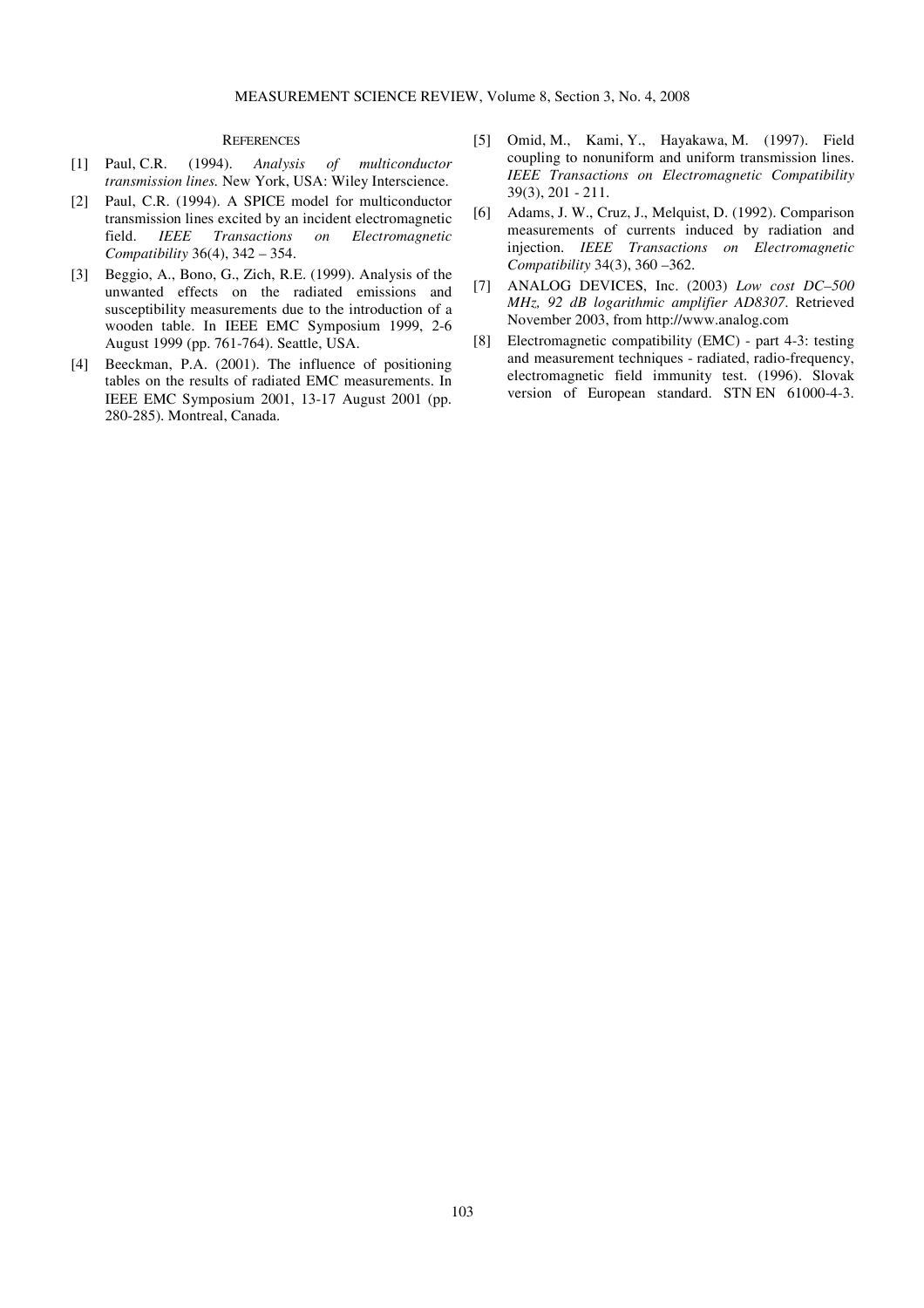## REFERENCES

[1] Paul, C.R. (1994). *Analysis of multiconductor transmission lines.* New York, USA: Wiley Interscience.

[2] Paul, C.R. (1994). A SPICE model for multiconductor transmission lines excited by an incident electromagnetic field. *IEEE Transactions on Electromagnetic Compatibility* 36(4), 342 – 354.

[3] Beggio, A., Bono, G., Zich, R.E. (1999). Analysis of the unwanted effects on the radiated emissions and susceptibility measurements due to the introduction of a wooden table. In IEEE EMC Symposium 1999, 2-6 August 1999 (pp. 761-764). Seattle, USA.

[4] Beeckman, P.A. (2001). The influence of positioning tables on the results of radiated EMC measurements. In IEEE EMC Symposium 2001, 13-17 August 2001 (pp. 280-285). Montreal, Canada.

[5] Omid, M., Kami, Y., Hayakawa, M. (1997). Field coupling to nonuniform and uniform transmission lines. *IEEE Transactions on Electromagnetic Compatibility* 39(3), 201 - 211.

[6] Adams, J. W., Cruz, J., Melquist, D. (1992). Comparison measurements of currents induced by radiation and injection. *IEEE Transactions on Electromagnetic Compatibility* 34(3), 360 –362.

[7] ANALOG DEVICES, Inc. (2003) *Low cost DC–500 MHz, 92 dB logarithmic amplifier AD8307*. Retrieved November 2003, from http://www.analog.com

[8] Electromagnetic compatibility (EMC) - part 4-3: testing and measurement techniques - radiated, radio-frequency, electromagnetic field immunity test. (1996). Slovak version of European standard. STN EN 61000-4-3.